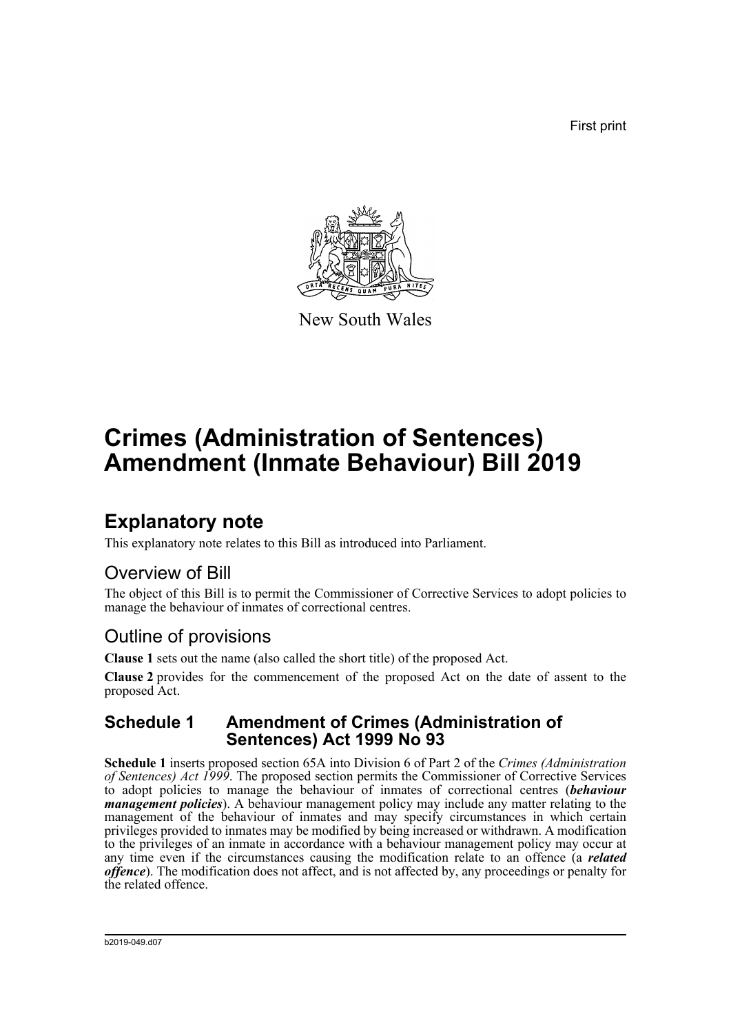New South Wales

# Crimes (Administration of Sentences) Amendment (Inmate Behaviour) Bill 2019

## Explanatory note

This explanatory note relates to this Bill as introduced into Parliament.

### Overview of Bill

The object of this Bill is to permit the Commissioner of Corrective Services to adopt policies to manage the behaviour of inmates of correctional centres.

### Outline of provisions

**Clause 1** sets out the name (also called the short title) of the proposed Act.

**Clause 2** provides for the commencement of the proposed Act on the date of assent to the proposed Act.

### Schedule 1 Amendment of Crimes (Administration of Sentences) Act 1999 No 93

**Schedule 1** inserts proposed section 65A into Division 6 of Part 2 of the *Crimes (Administration of Sentences) Act 1999*. The proposed section permits the Commissioner of Corrective Services to adopt policies to manage the behaviour of inmates of correctional centres (***behaviour management policies***). A behaviour management policy may include any matter relating to the management of the behaviour of inmates and may specify circumstances in which certain privileges provided to inmates may be modified by being increased or withdrawn. A modification to the privileges of an inmate in accordance with a behaviour management policy may occur at any time even if the circumstances causing the modification relate to an offence (a ***related offence***). The modification does not affect, and is not affected by, any proceedings or penalty for the related offence.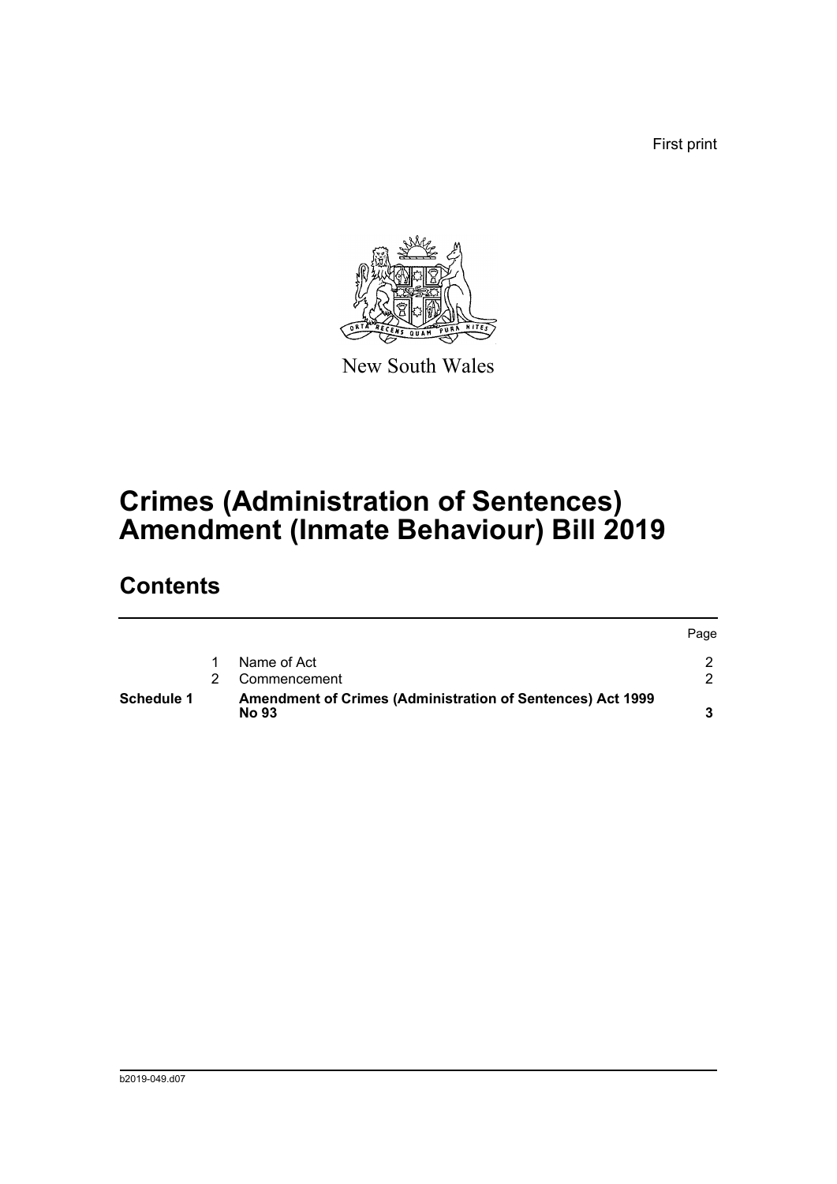First print

New South Wales

# Crimes (Administration of Sentences) Amendment (Inmate Behaviour) Bill 2019

## Contents

| | | | Page |
|---|---|---|---|
| | 1 | Name of Act | 2 |
| | 2 | Commencement | 2 |
| **Schedule 1** | | **Amendment of Crimes (Administration of Sentences) Act 1999 No 93** | **3** |

b2019-049.d07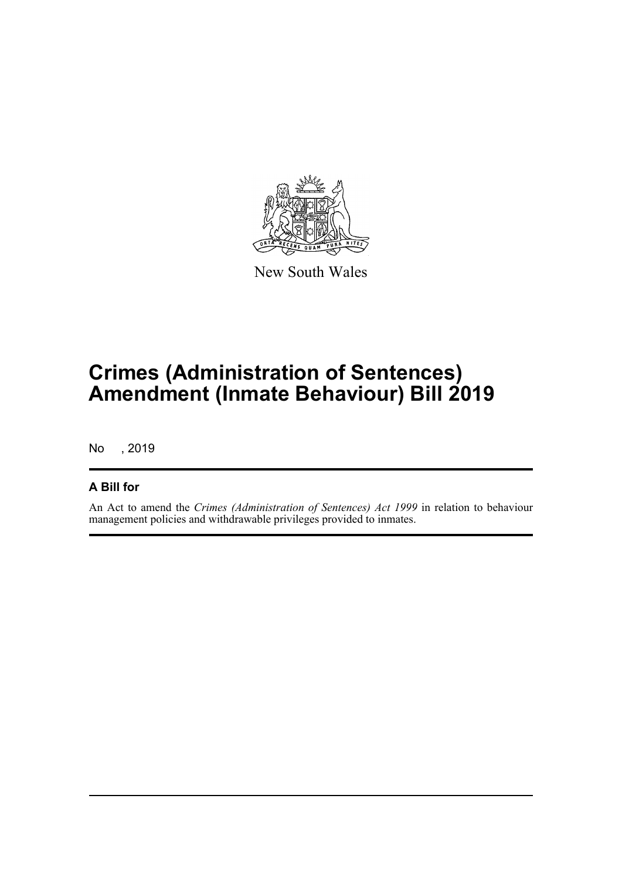New South Wales

# Crimes (Administration of Sentences) Amendment (Inmate Behaviour) Bill 2019

No , 2019

## A Bill for

An Act to amend the *Crimes (Administration of Sentences) Act 1999* in relation to behaviour management policies and withdrawable privileges provided to inmates.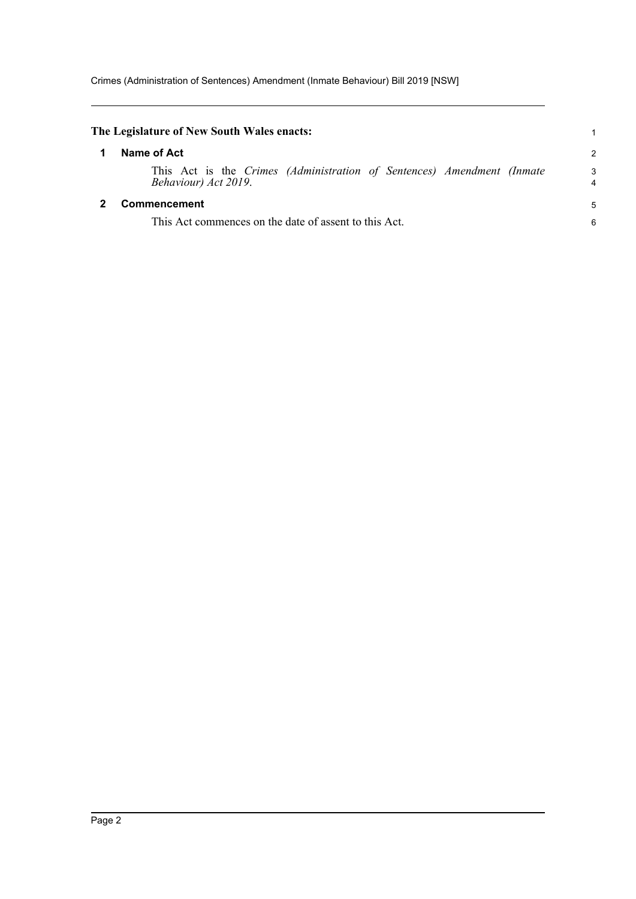**The Legislature of New South Wales enacts:**

## 1 Name of Act

This Act is the *Crimes (Administration of Sentences) Amendment (Inmate Behaviour) Act 2019*.

## 2 Commencement

This Act commences on the date of assent to this Act.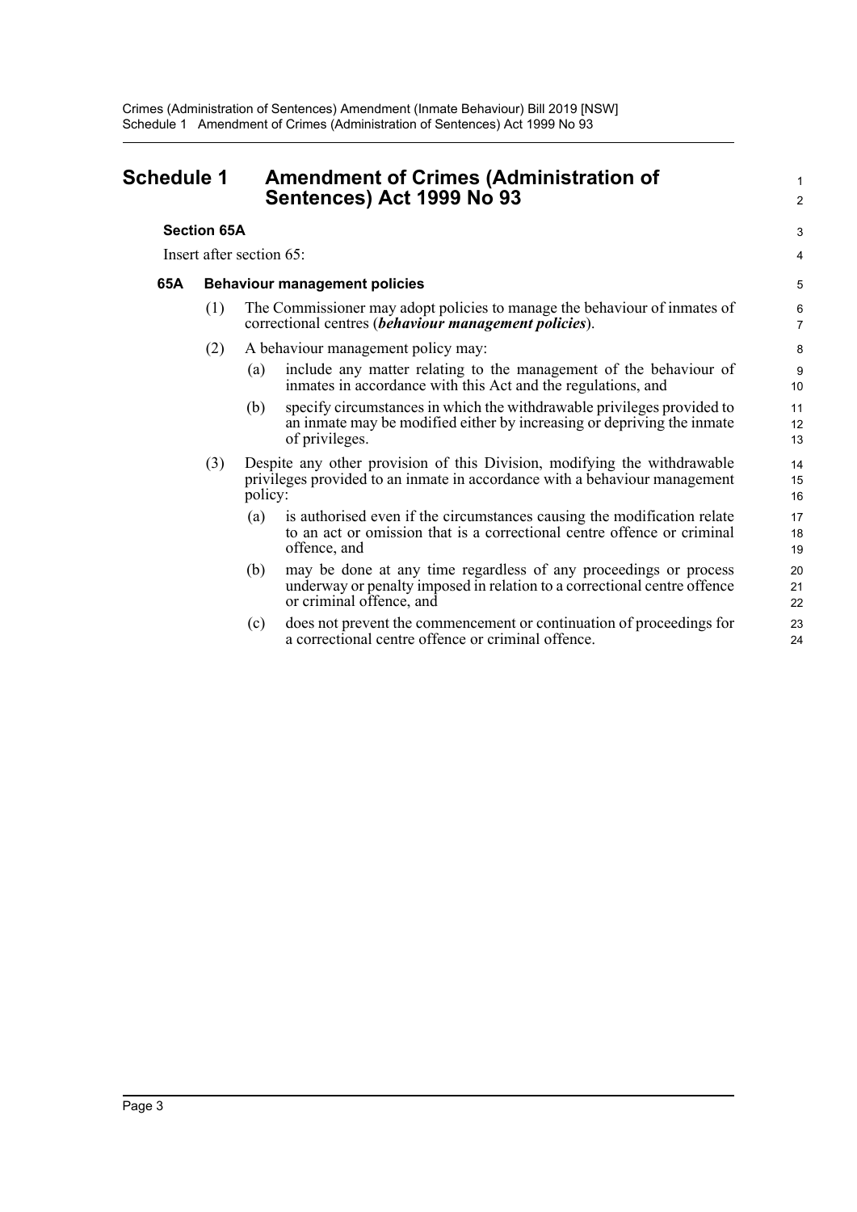# Schedule 1 Amendment of Crimes (Administration of Sentences) Act 1999 No 93

**Section 65A**

Insert after section 65:

### 65A Behaviour management policies

(1) The Commissioner may adopt policies to manage the behaviour of inmates of correctional centres (***behaviour management policies***).

(2) A behaviour management policy may:

- (a) include any matter relating to the management of the behaviour of inmates in accordance with this Act and the regulations, and
- (b) specify circumstances in which the withdrawable privileges provided to an inmate may be modified either by increasing or depriving the inmate of privileges.

(3) Despite any other provision of this Division, modifying the withdrawable privileges provided to an inmate in accordance with a behaviour management policy:

- (a) is authorised even if the circumstances causing the modification relate to an act or omission that is a correctional centre offence or criminal offence, and
- (b) may be done at any time regardless of any proceedings or process underway or penalty imposed in relation to a correctional centre offence or criminal offence, and
- (c) does not prevent the commencement or continuation of proceedings for a correctional centre offence or criminal offence.